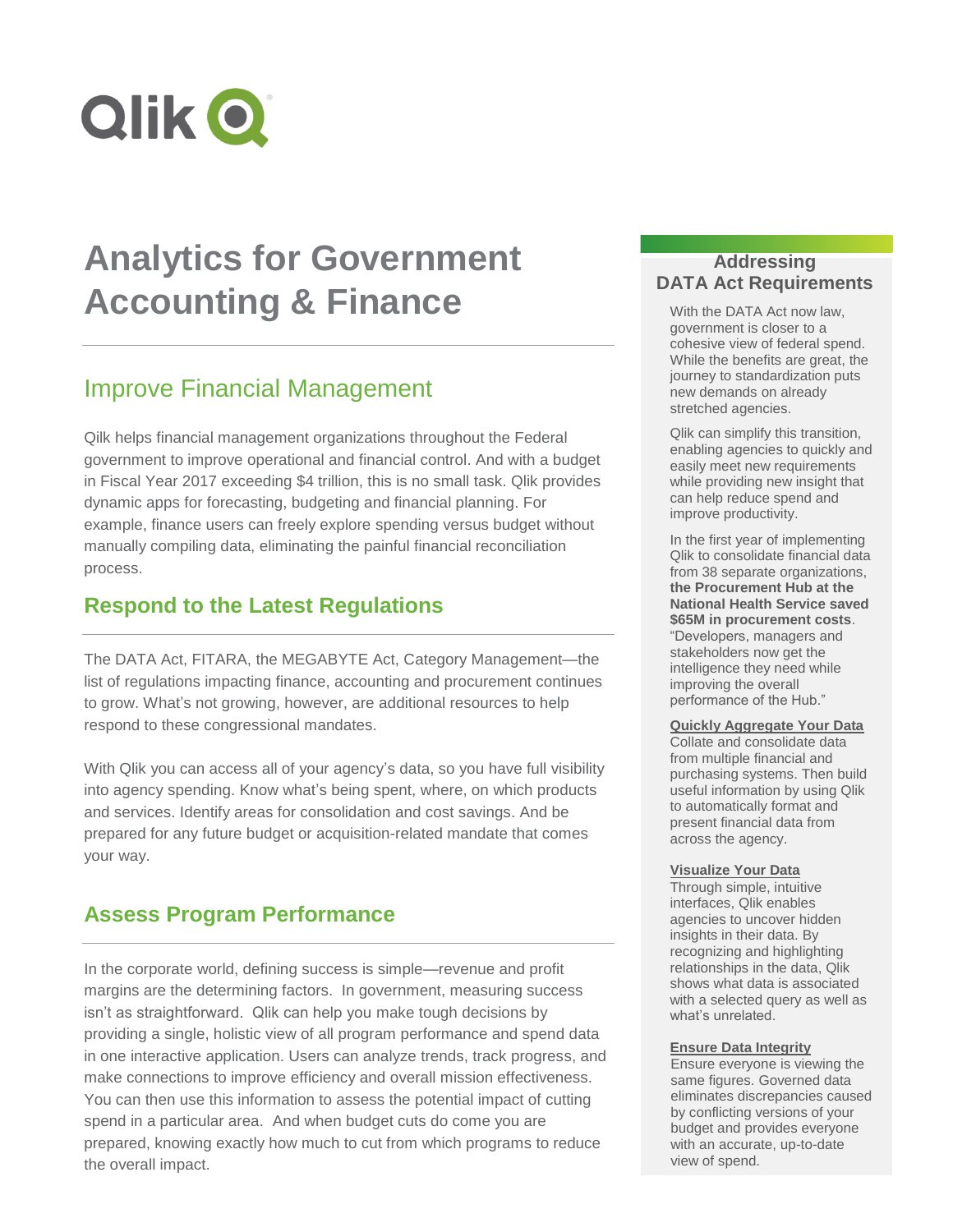Qlik

# Analytics for Government Accounting & Finance

## Improve Financial Management

Qlik helps financial management organizations throughout the Federal government to improve operational and financial control. And with a budget in Fiscal Year 2017 exceeding $4 trillion, this is no small task. Qlik provides dynamic apps for forecasting, budgeting and financial planning. For example, finance users can freely explore spending versus budget without manually compiling data, eliminating the painful financial reconciliation process.

## Respond to the Latest Regulations

The DATA Act, FITARA, the MEGABYTE Act, Category Management—the list of regulations impacting finance, accounting and procurement continues to grow. What's not growing, however, are additional resources to help respond to these congressional mandates.

With Qlik you can access all of your agency's data, so you have full visibility into agency spending. Know what's being spent, where, on which products and services. Identify areas for consolidation and cost savings. And be prepared for any future budget or acquisition-related mandate that comes your way.

## Assess Program Performance

In the corporate world, defining success is simple—revenue and profit margins are the determining factors. In government, measuring success isn't as straightforward. Qlik can help you make tough decisions by providing a single, holistic view of all program performance and spend data in one interactive application. Users can analyze trends, track progress, and make connections to improve efficiency and overall mission effectiveness. You can then use this information to assess the potential impact of cutting spend in a particular area. And when budget cuts do come you are prepared, knowing exactly how much to cut from which programs to reduce the overall impact.

## Addressing DATA Act Requirements

With the DATA Act now law, government is closer to a cohesive view of federal spend. While the benefits are great, the journey to standardization puts new demands on already stretched agencies.

Qlik can simplify this transition, enabling agencies to quickly and easily meet new requirements while providing new insight that can help reduce spend and improve productivity.

In the first year of implementing Qlik to consolidate financial data from 38 separate organizations, **the Procurement Hub at the National Health Service saved $65M in procurement costs**. "Developers, managers and stakeholders now get the intelligence they need while improving the overall performance of the Hub."

**Quickly Aggregate Your Data**
Collate and consolidate data from multiple financial and purchasing systems. Then build useful information by using Qlik to automatically format and present financial data from across the agency.

**Visualize Your Data**
Through simple, intuitive interfaces, Qlik enables agencies to uncover hidden insights in their data. By recognizing and highlighting relationships in the data, Qlik shows what data is associated with a selected query as well as what's unrelated.

**Ensure Data Integrity**
Ensure everyone is viewing the same figures. Governed data eliminates discrepancies caused by conflicting versions of your budget and provides everyone with an accurate, up-to-date view of spend.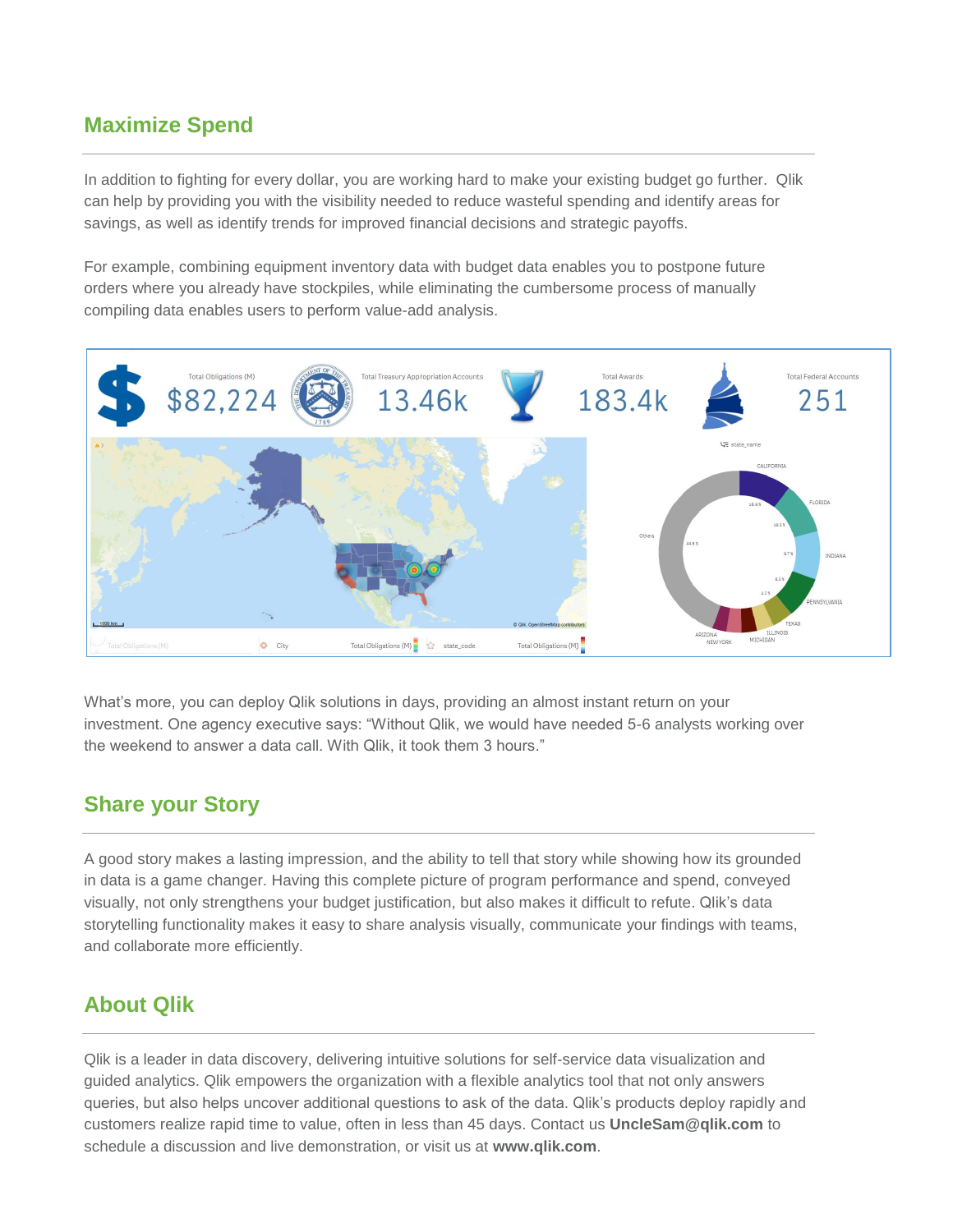## Maximize Spend

In addition to fighting for every dollar, you are working hard to make your existing budget go further. Qlik can help by providing you with the visibility needed to reduce wasteful spending and identify areas for savings, as well as identify trends for improved financial decisions and strategic payoffs.

For example, combining equipment inventory data with budget data enables you to postpone future orders where you already have stockpiles, while eliminating the cumbersome process of manually compiling data enables users to perform value-add analysis.

Total Obligations (M)
$82,224

Total Treasury Appropriation Accounts
13.46k

Total Awards
183.4k

Total Federal Accounts
251

state_name

CALIFORNIA
FLORIDA
INDIANA
PENNSYLVANIA
TEXAS
ILLINOIS
MICHIGAN
NEW YORK
ARIZONA
Others

Total Obligations (M)
City
Total Obligations (M)
state_code
Total Obligations (M)

What's more, you can deploy Qlik solutions in days, providing an almost instant return on your investment. One agency executive says: "Without Qlik, we would have needed 5-6 analysts working over the weekend to answer a data call. With Qlik, it took them 3 hours."

## Share your Story

A good story makes a lasting impression, and the ability to tell that story while showing how its grounded in data is a game changer. Having this complete picture of program performance and spend, conveyed visually, not only strengthens your budget justification, but also makes it difficult to refute. Qlik's data storytelling functionality makes it easy to share analysis visually, communicate your findings with teams, and collaborate more efficiently.

## About Qlik

Qlik is a leader in data discovery, delivering intuitive solutions for self-service data visualization and guided analytics. Qlik empowers the organization with a flexible analytics tool that not only answers queries, but also helps uncover additional questions to ask of the data. Qlik's products deploy rapidly and customers realize rapid time to value, often in less than 45 days. Contact us **UncleSam@qlik.com** to schedule a discussion and live demonstration, or visit us at **www.qlik.com**.